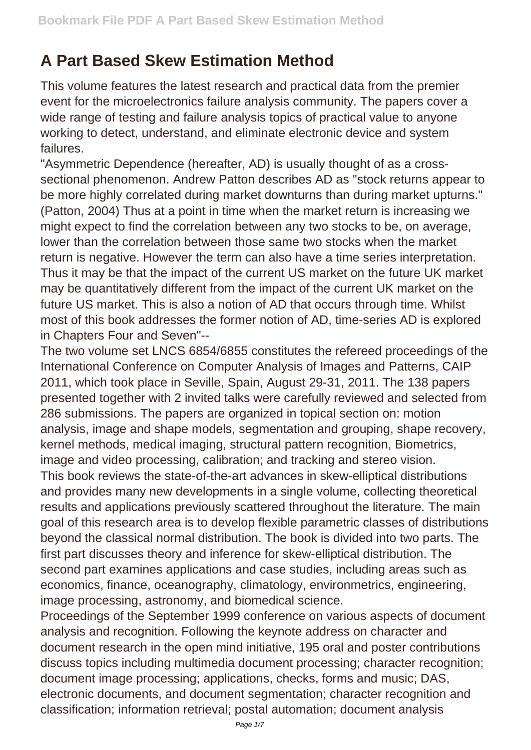# A Part Based Skew Estimation Method

This volume features the latest research and practical data from the premier event for the microelectronics failure analysis community. The papers cover a wide range of testing and failure analysis topics of practical value to anyone working to detect, understand, and eliminate electronic device and system failures.

"Asymmetric Dependence (hereafter, AD) is usually thought of as a cross-sectional phenomenon. Andrew Patton describes AD as "stock returns appear to be more highly correlated during market downturns than during market upturns." (Patton, 2004) Thus at a point in time when the market return is increasing we might expect to find the correlation between any two stocks to be, on average, lower than the correlation between those same two stocks when the market return is negative. However the term can also have a time series interpretation. Thus it may be that the impact of the current US market on the future UK market may be quantitatively different from the impact of the current UK market on the future US market. This is also a notion of AD that occurs through time. Whilst most of this book addresses the former notion of AD, time-series AD is explored in Chapters Four and Seven"--

The two volume set LNCS 6854/6855 constitutes the refereed proceedings of the International Conference on Computer Analysis of Images and Patterns, CAIP 2011, which took place in Seville, Spain, August 29-31, 2011. The 138 papers presented together with 2 invited talks were carefully reviewed and selected from 286 submissions. The papers are organized in topical section on: motion analysis, image and shape models, segmentation and grouping, shape recovery, kernel methods, medical imaging, structural pattern recognition, Biometrics, image and video processing, calibration; and tracking and stereo vision.

This book reviews the state-of-the-art advances in skew-elliptical distributions and provides many new developments in a single volume, collecting theoretical results and applications previously scattered throughout the literature. The main goal of this research area is to develop flexible parametric classes of distributions beyond the classical normal distribution. The book is divided into two parts. The first part discusses theory and inference for skew-elliptical distribution. The second part examines applications and case studies, including areas such as economics, finance, oceanography, climatology, environmetrics, engineering, image processing, astronomy, and biomedical science.

Proceedings of the September 1999 conference on various aspects of document analysis and recognition. Following the keynote address on character and document research in the open mind initiative, 195 oral and poster contributions discuss topics including multimedia document processing; character recognition; document image processing; applications, checks, forms and music; DAS, electronic documents, and document segmentation; character recognition and classification; information retrieval; postal automation; document analysis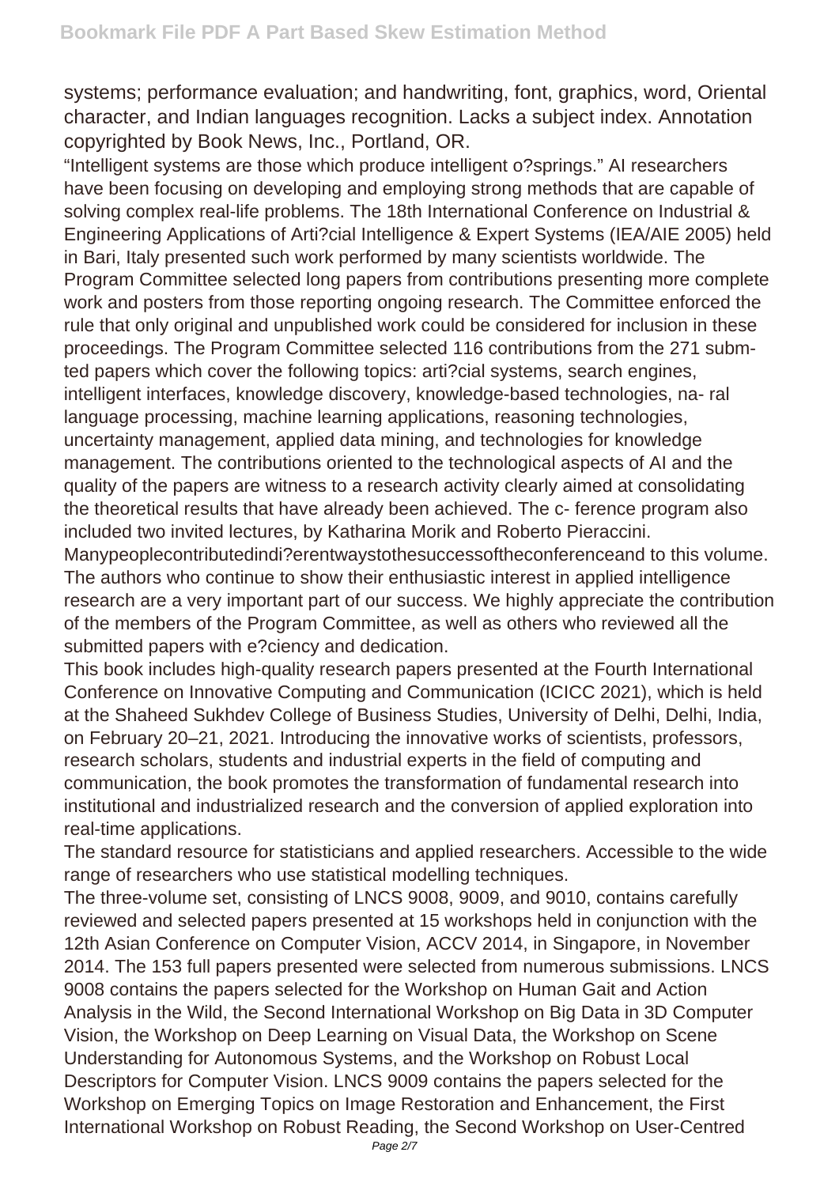systems; performance evaluation; and handwriting, font, graphics, word, Oriental character, and Indian languages recognition. Lacks a subject index. Annotation copyrighted by Book News, Inc., Portland, OR.

“Intelligent systems are those which produce intelligent o?springs.” AI researchers have been focusing on developing and employing strong methods that are capable of solving complex real-life problems. The 18th International Conference on Industrial & Engineering Applications of Arti?cial Intelligence & Expert Systems (IEA/AIE 2005) held in Bari, Italy presented such work performed by many scientists worldwide. The Program Committee selected long papers from contributions presenting more complete work and posters from those reporting ongoing research. The Committee enforced the rule that only original and unpublished work could be considered for inclusion in these proceedings. The Program Committee selected 116 contributions from the 271 submted papers which cover the following topics: arti?cial systems, search engines, intelligent interfaces, knowledge discovery, knowledge-based technologies, na- ral language processing, machine learning applications, reasoning technologies, uncertainty management, applied data mining, and technologies for knowledge management. The contributions oriented to the technological aspects of AI and the quality of the papers are witness to a research activity clearly aimed at consolidating the theoretical results that have already been achieved. The c- ference program also included two invited lectures, by Katharina Morik and Roberto Pieraccini. Manypeoplecontributedindi?erentwaystothesuccessoftheconferenceand to this volume. The authors who continue to show their enthusiastic interest in applied intelligence research are a very important part of our success. We highly appreciate the contribution of the members of the Program Committee, as well as others who reviewed all the submitted papers with e?ciency and dedication.

This book includes high-quality research papers presented at the Fourth International Conference on Innovative Computing and Communication (ICICC 2021), which is held at the Shaheed Sukhdev College of Business Studies, University of Delhi, Delhi, India, on February 20–21, 2021. Introducing the innovative works of scientists, professors, research scholars, students and industrial experts in the field of computing and communication, the book promotes the transformation of fundamental research into institutional and industrialized research and the conversion of applied exploration into real-time applications.

The standard resource for statisticians and applied researchers. Accessible to the wide range of researchers who use statistical modelling techniques.

The three-volume set, consisting of LNCS 9008, 9009, and 9010, contains carefully reviewed and selected papers presented at 15 workshops held in conjunction with the 12th Asian Conference on Computer Vision, ACCV 2014, in Singapore, in November 2014. The 153 full papers presented were selected from numerous submissions. LNCS 9008 contains the papers selected for the Workshop on Human Gait and Action Analysis in the Wild, the Second International Workshop on Big Data in 3D Computer Vision, the Workshop on Deep Learning on Visual Data, the Workshop on Scene Understanding for Autonomous Systems, and the Workshop on Robust Local Descriptors for Computer Vision. LNCS 9009 contains the papers selected for the Workshop on Emerging Topics on Image Restoration and Enhancement, the First International Workshop on Robust Reading, the Second Workshop on User-Centred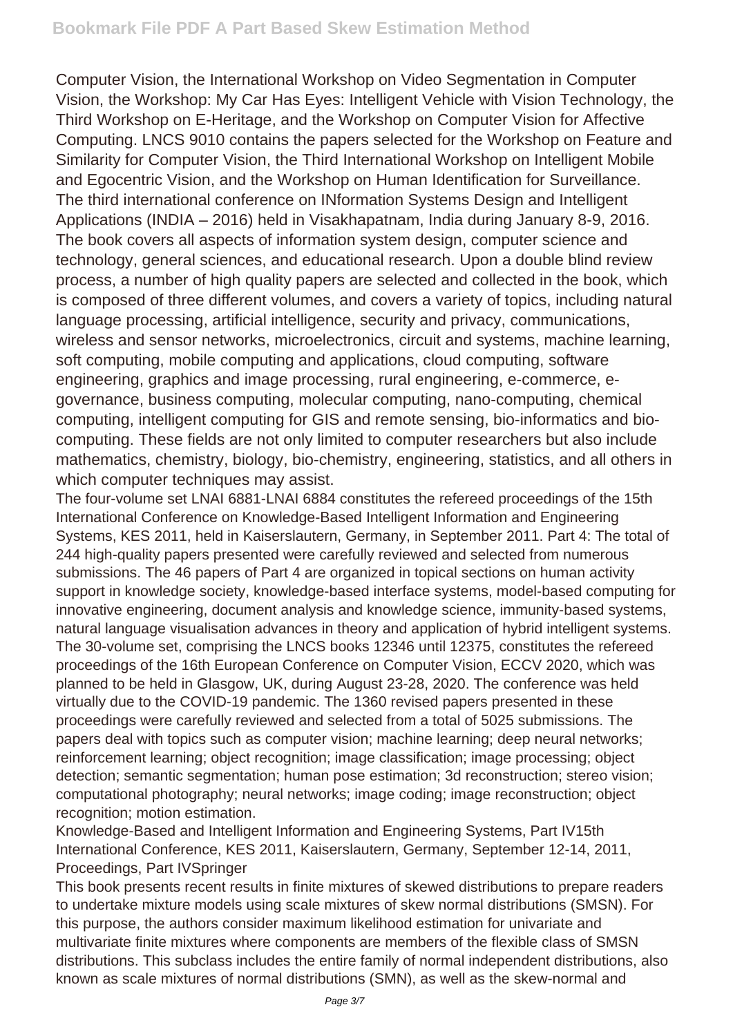Computer Vision, the International Workshop on Video Segmentation in Computer Vision, the Workshop: My Car Has Eyes: Intelligent Vehicle with Vision Technology, the Third Workshop on E-Heritage, and the Workshop on Computer Vision for Affective Computing. LNCS 9010 contains the papers selected for the Workshop on Feature and Similarity for Computer Vision, the Third International Workshop on Intelligent Mobile and Egocentric Vision, and the Workshop on Human Identification for Surveillance.

The third international conference on INformation Systems Design and Intelligent Applications (INDIA – 2016) held in Visakhapatnam, India during January 8-9, 2016. The book covers all aspects of information system design, computer science and technology, general sciences, and educational research. Upon a double blind review process, a number of high quality papers are selected and collected in the book, which is composed of three different volumes, and covers a variety of topics, including natural language processing, artificial intelligence, security and privacy, communications, wireless and sensor networks, microelectronics, circuit and systems, machine learning, soft computing, mobile computing and applications, cloud computing, software engineering, graphics and image processing, rural engineering, e-commerce, e-governance, business computing, molecular computing, nano-computing, chemical computing, intelligent computing for GIS and remote sensing, bio-informatics and bio-computing. These fields are not only limited to computer researchers but also include mathematics, chemistry, biology, bio-chemistry, engineering, statistics, and all others in which computer techniques may assist.

The four-volume set LNAI 6881-LNAI 6884 constitutes the refereed proceedings of the 15th International Conference on Knowledge-Based Intelligent Information and Engineering Systems, KES 2011, held in Kaiserslautern, Germany, in September 2011. Part 4: The total of 244 high-quality papers presented were carefully reviewed and selected from numerous submissions. The 46 papers of Part 4 are organized in topical sections on human activity support in knowledge society, knowledge-based interface systems, model-based computing for innovative engineering, document analysis and knowledge science, immunity-based systems, natural language visualisation advances in theory and application of hybrid intelligent systems.

The 30-volume set, comprising the LNCS books 12346 until 12375, constitutes the refereed proceedings of the 16th European Conference on Computer Vision, ECCV 2020, which was planned to be held in Glasgow, UK, during August 23-28, 2020. The conference was held virtually due to the COVID-19 pandemic. The 1360 revised papers presented in these proceedings were carefully reviewed and selected from a total of 5025 submissions. The papers deal with topics such as computer vision; machine learning; deep neural networks; reinforcement learning; object recognition; image classification; image processing; object detection; semantic segmentation; human pose estimation; 3d reconstruction; stereo vision; computational photography; neural networks; image coding; image reconstruction; object recognition; motion estimation.

Knowledge-Based and Intelligent Information and Engineering Systems, Part IV15th International Conference, KES 2011, Kaiserslautern, Germany, September 12-14, 2011, Proceedings, Part IVSpringer

This book presents recent results in finite mixtures of skewed distributions to prepare readers to undertake mixture models using scale mixtures of skew normal distributions (SMSN). For this purpose, the authors consider maximum likelihood estimation for univariate and multivariate finite mixtures where components are members of the flexible class of SMSN distributions. This subclass includes the entire family of normal independent distributions, also known as scale mixtures of normal distributions (SMN), as well as the skew-normal and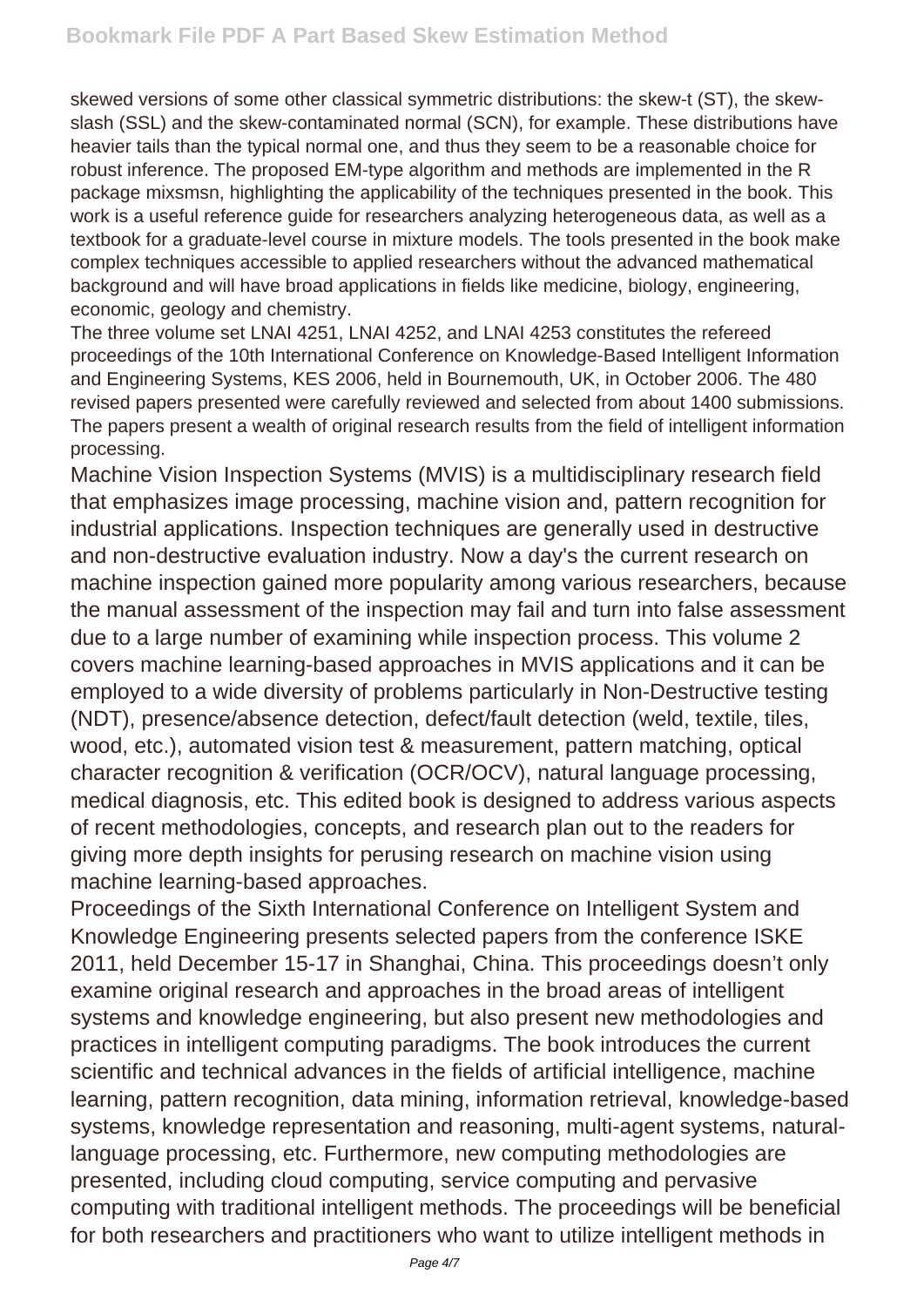skewed versions of some other classical symmetric distributions: the skew-t (ST), the skew-slash (SSL) and the skew-contaminated normal (SCN), for example. These distributions have heavier tails than the typical normal one, and thus they seem to be a reasonable choice for robust inference. The proposed EM-type algorithm and methods are implemented in the R package mixsmsn, highlighting the applicability of the techniques presented in the book. This work is a useful reference guide for researchers analyzing heterogeneous data, as well as a textbook for a graduate-level course in mixture models. The tools presented in the book make complex techniques accessible to applied researchers without the advanced mathematical background and will have broad applications in fields like medicine, biology, engineering, economic, geology and chemistry.

The three volume set LNAI 4251, LNAI 4252, and LNAI 4253 constitutes the refereed proceedings of the 10th International Conference on Knowledge-Based Intelligent Information and Engineering Systems, KES 2006, held in Bournemouth, UK, in October 2006. The 480 revised papers presented were carefully reviewed and selected from about 1400 submissions. The papers present a wealth of original research results from the field of intelligent information processing.

Machine Vision Inspection Systems (MVIS) is a multidisciplinary research field that emphasizes image processing, machine vision and, pattern recognition for industrial applications. Inspection techniques are generally used in destructive and non-destructive evaluation industry. Now a day's the current research on machine inspection gained more popularity among various researchers, because the manual assessment of the inspection may fail and turn into false assessment due to a large number of examining while inspection process. This volume 2 covers machine learning-based approaches in MVIS applications and it can be employed to a wide diversity of problems particularly in Non-Destructive testing (NDT), presence/absence detection, defect/fault detection (weld, textile, tiles, wood, etc.), automated vision test & measurement, pattern matching, optical character recognition & verification (OCR/OCV), natural language processing, medical diagnosis, etc. This edited book is designed to address various aspects of recent methodologies, concepts, and research plan out to the readers for giving more depth insights for perusing research on machine vision using machine learning-based approaches.

Proceedings of the Sixth International Conference on Intelligent System and Knowledge Engineering presents selected papers from the conference ISKE 2011, held December 15-17 in Shanghai, China. This proceedings doesn't only examine original research and approaches in the broad areas of intelligent systems and knowledge engineering, but also present new methodologies and practices in intelligent computing paradigms. The book introduces the current scientific and technical advances in the fields of artificial intelligence, machine learning, pattern recognition, data mining, information retrieval, knowledge-based systems, knowledge representation and reasoning, multi-agent systems, natural-language processing, etc. Furthermore, new computing methodologies are presented, including cloud computing, service computing and pervasive computing with traditional intelligent methods. The proceedings will be beneficial for both researchers and practitioners who want to utilize intelligent methods in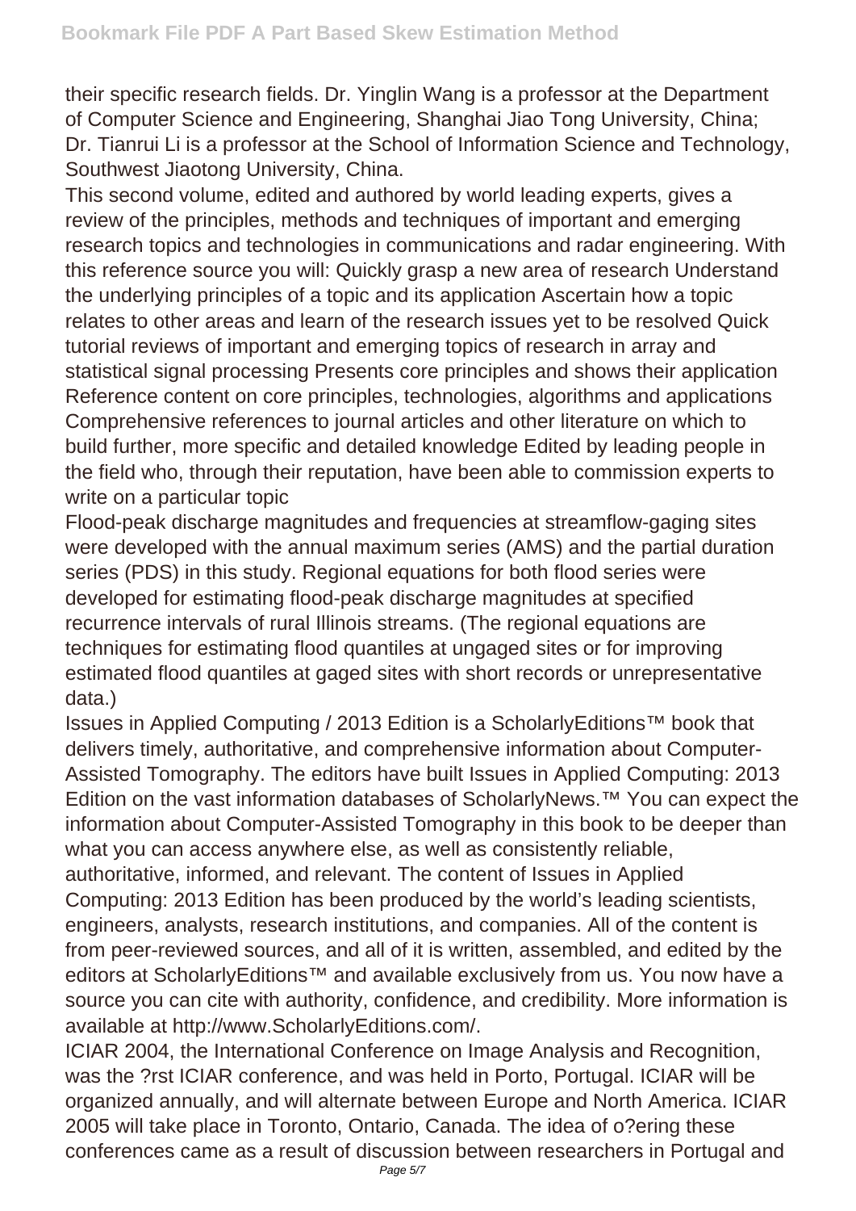their specific research fields. Dr. Yinglin Wang is a professor at the Department of Computer Science and Engineering, Shanghai Jiao Tong University, China; Dr. Tianrui Li is a professor at the School of Information Science and Technology, Southwest Jiaotong University, China.

This second volume, edited and authored by world leading experts, gives a review of the principles, methods and techniques of important and emerging research topics and technologies in communications and radar engineering. With this reference source you will: Quickly grasp a new area of research Understand the underlying principles of a topic and its application Ascertain how a topic relates to other areas and learn of the research issues yet to be resolved Quick tutorial reviews of important and emerging topics of research in array and statistical signal processing Presents core principles and shows their application Reference content on core principles, technologies, algorithms and applications Comprehensive references to journal articles and other literature on which to build further, more specific and detailed knowledge Edited by leading people in the field who, through their reputation, have been able to commission experts to write on a particular topic

Flood-peak discharge magnitudes and frequencies at streamflow-gaging sites were developed with the annual maximum series (AMS) and the partial duration series (PDS) in this study. Regional equations for both flood series were developed for estimating flood-peak discharge magnitudes at specified recurrence intervals of rural Illinois streams. (The regional equations are techniques for estimating flood quantiles at ungaged sites or for improving estimated flood quantiles at gaged sites with short records or unrepresentative data.)

Issues in Applied Computing / 2013 Edition is a ScholarlyEditions™ book that delivers timely, authoritative, and comprehensive information about Computer-Assisted Tomography. The editors have built Issues in Applied Computing: 2013 Edition on the vast information databases of ScholarlyNews.™ You can expect the information about Computer-Assisted Tomography in this book to be deeper than what you can access anywhere else, as well as consistently reliable, authoritative, informed, and relevant. The content of Issues in Applied Computing: 2013 Edition has been produced by the world's leading scientists, engineers, analysts, research institutions, and companies. All of the content is from peer-reviewed sources, and all of it is written, assembled, and edited by the editors at ScholarlyEditions™ and available exclusively from us. You now have a source you can cite with authority, confidence, and credibility. More information is available at http://www.ScholarlyEditions.com/.

ICIAR 2004, the International Conference on Image Analysis and Recognition, was the ?rst ICIAR conference, and was held in Porto, Portugal. ICIAR will be organized annually, and will alternate between Europe and North America. ICIAR 2005 will take place in Toronto, Ontario, Canada. The idea of o?ering these conferences came as a result of discussion between researchers in Portugal and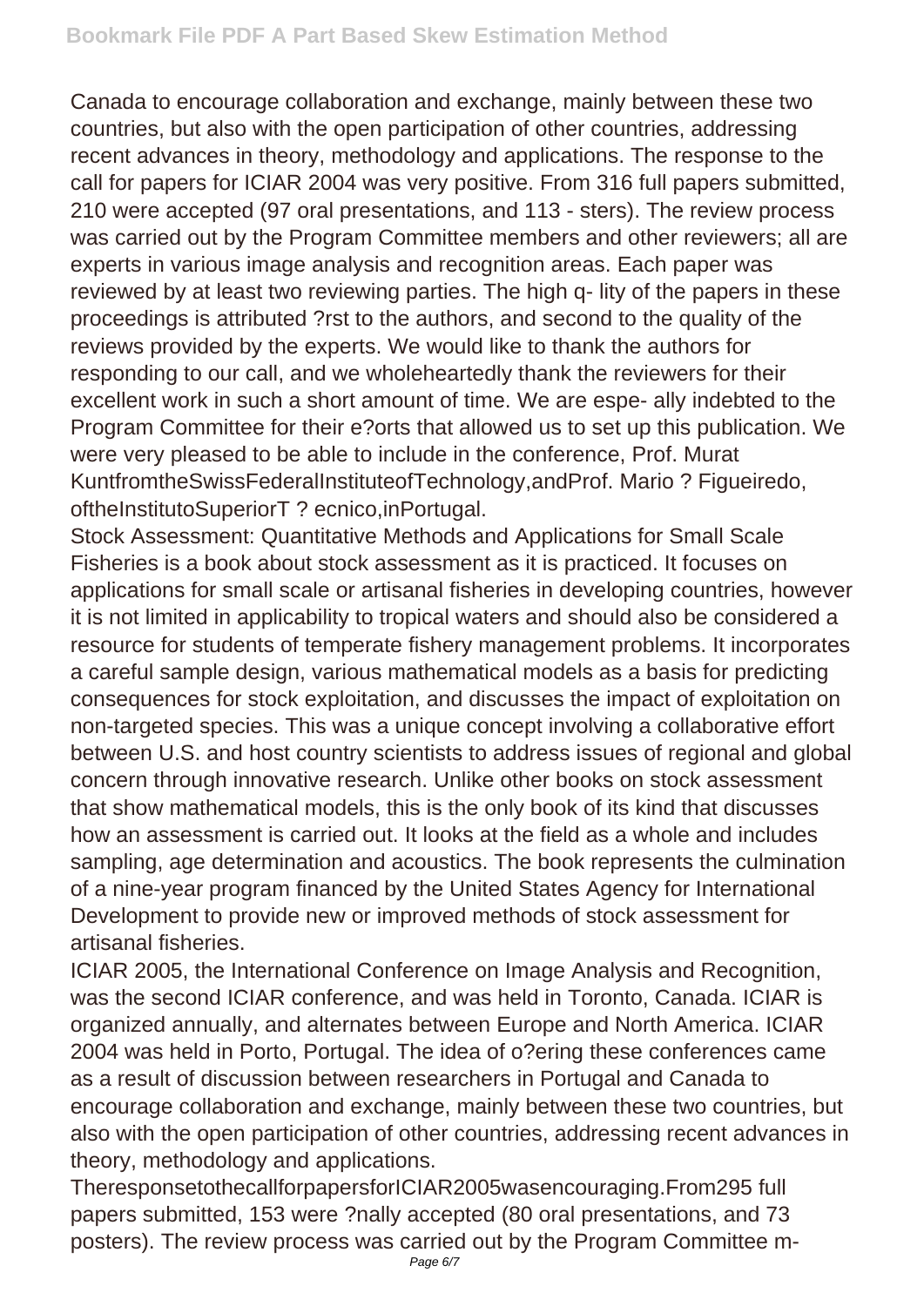Canada to encourage collaboration and exchange, mainly between these two countries, but also with the open participation of other countries, addressing recent advances in theory, methodology and applications. The response to the call for papers for ICIAR 2004 was very positive. From 316 full papers submitted, 210 were accepted (97 oral presentations, and 113 - sters). The review process was carried out by the Program Committee members and other reviewers; all are experts in various image analysis and recognition areas. Each paper was reviewed by at least two reviewing parties. The high q- lity of the papers in these proceedings is attributed ?rst to the authors, and second to the quality of the reviews provided by the experts. We would like to thank the authors for responding to our call, and we wholeheartedly thank the reviewers for their excellent work in such a short amount of time. We are espe- ally indebted to the Program Committee for their e?orts that allowed us to set up this publication. We were very pleased to be able to include in the conference, Prof. Murat KuntfromtheSwissFederalInstituteofTechnology,andProf. Mario ? Figueiredo, oftheInstitutoSuperiorT ? ecnico,inPortugal.

Stock Assessment: Quantitative Methods and Applications for Small Scale Fisheries is a book about stock assessment as it is practiced. It focuses on applications for small scale or artisanal fisheries in developing countries, however it is not limited in applicability to tropical waters and should also be considered a resource for students of temperate fishery management problems. It incorporates a careful sample design, various mathematical models as a basis for predicting consequences for stock exploitation, and discusses the impact of exploitation on non-targeted species. This was a unique concept involving a collaborative effort between U.S. and host country scientists to address issues of regional and global concern through innovative research. Unlike other books on stock assessment that show mathematical models, this is the only book of its kind that discusses how an assessment is carried out. It looks at the field as a whole and includes sampling, age determination and acoustics. The book represents the culmination of a nine-year program financed by the United States Agency for International Development to provide new or improved methods of stock assessment for artisanal fisheries.

ICIAR 2005, the International Conference on Image Analysis and Recognition, was the second ICIAR conference, and was held in Toronto, Canada. ICIAR is organized annually, and alternates between Europe and North America. ICIAR 2004 was held in Porto, Portugal. The idea of o?ering these conferences came as a result of discussion between researchers in Portugal and Canada to encourage collaboration and exchange, mainly between these two countries, but also with the open participation of other countries, addressing recent advances in theory, methodology and applications.

TheresponsetothecallforpapersforICIAR2005wasencouraging.From295 full papers submitted, 153 were ?nally accepted (80 oral presentations, and 73 posters). The review process was carried out by the Program Committee m-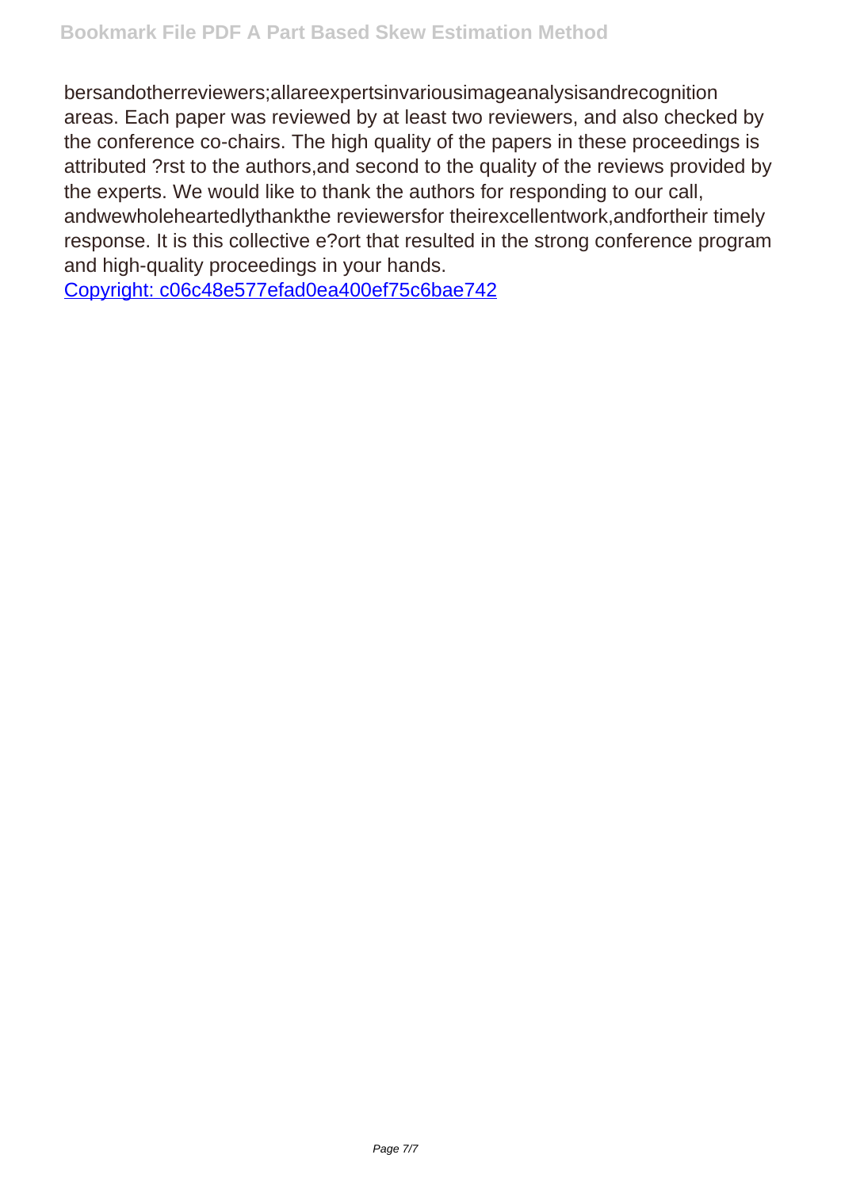bersandotherreviewers;allareexpertsinvariousimageanalysisandrecognition areas. Each paper was reviewed by at least two reviewers, and also checked by the conference co-chairs. The high quality of the papers in these proceedings is attributed ?rst to the authors,and second to the quality of the reviews provided by the experts. We would like to thank the authors for responding to our call, andwewholeheartedlythankthe reviewersfor theirexcellentwork,andfortheir timely response. It is this collective e?ort that resulted in the strong conference program and high-quality proceedings in your hands.

Copyright: c06c48e577efad0ea400ef75c6bae742